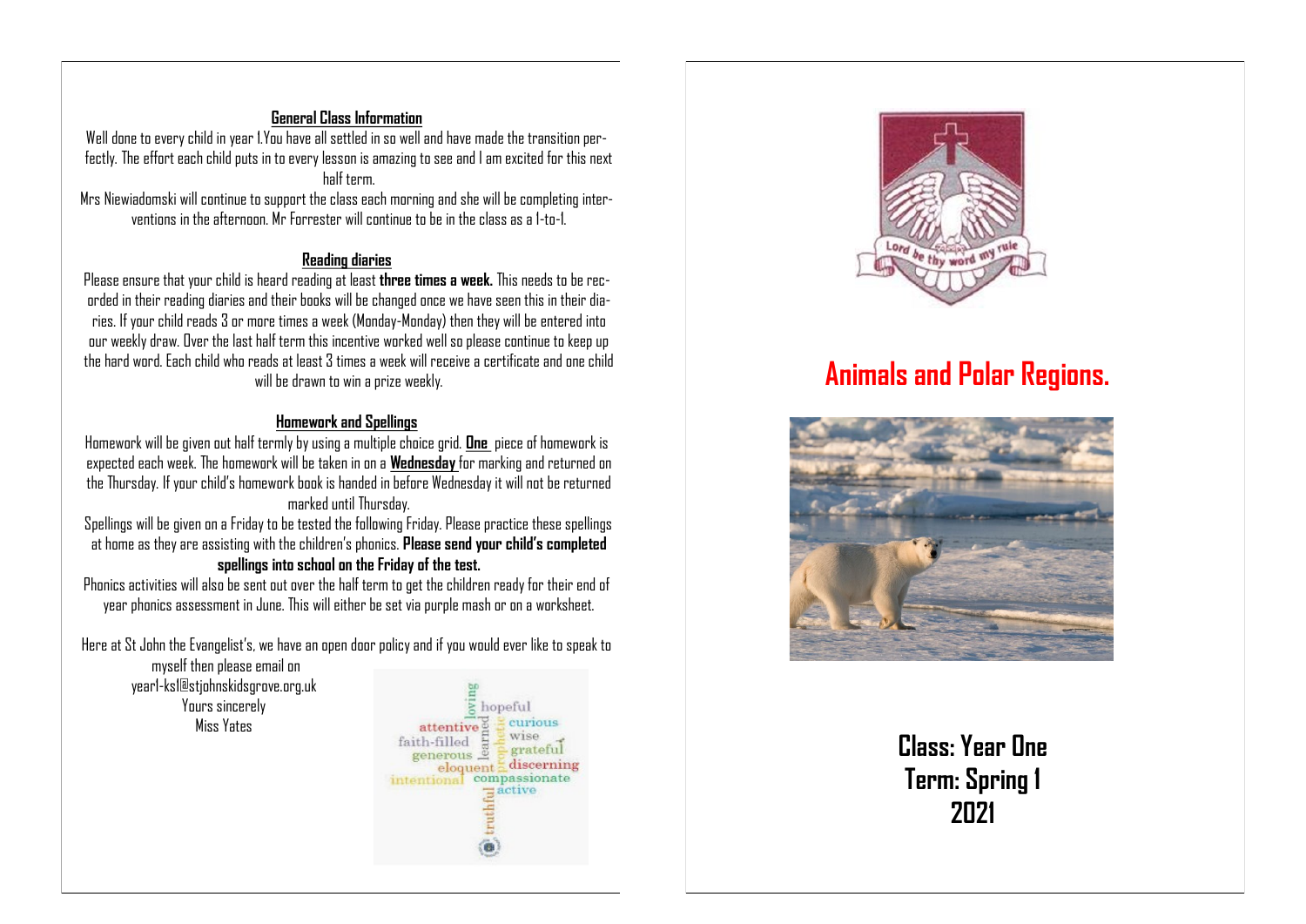## General Class Information

Well done to every child in year 1.You have all settled in so well and have made the transition perfectly. The effort each child puts in to every lesson is amazing to see and I am excited for this next half term.

Mrs Niewiadomski will continue to support the class each morning and she will be completing interventions in the afternoon. Mr Forrester will continue to be in the class as a 1-to-1.

## Reading diaries

Please ensure that your child is heard reading at least **three times a week.** This needs to be recorded in their reading diaries and their books will be changed once we have seen this in their diaries. If your child reads 3 or more times a week (Monday-Monday) then they will be entered into our weekly draw. Over the last half term this incentive worked well so please continue to keep up the hard word. Each child who reads at least 3 times a week will receive a certificate and one child will be drawn to win a prize weekly.

## Homework and Spellings

Homework will be given out half termly by using a multiple choice grid. **One** piece of homework is expected each week. The homework will be taken in on a **Wednesday** for marking and returned on the Thursday. If your child's homework book is handed in before Wednesday it will not be returned marked until Thursday.

Spellings will be given on a Friday to be tested the following Friday. Please practice these spellings at home as they are assisting with the children's phonics. **Please send your child's completed spellings into school on the Friday of the test.**

Phonics activities will also be sent out over the half term to get the children ready for their end of year phonics assessment in June. This will either be set via purple mash or on a worksheet.

Here at St John the Evangelist's, we have an open door policy and if you would ever like to speak to myself then please email on year1-ks1@stjohnskidsgrove.org.uk

Yours sincerely

Miss Yates

# Animals and Polar Regions.

**Class: Year One**

**Term: Spring 1**

**2021**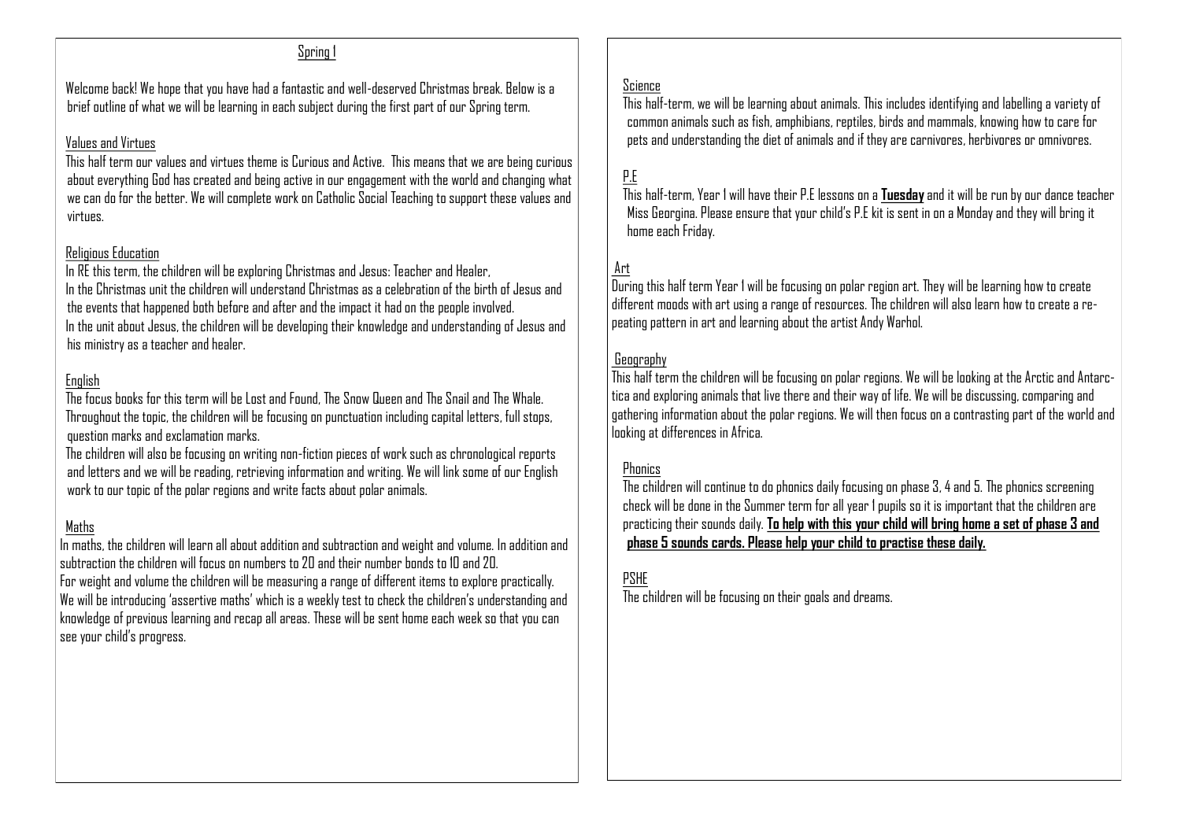## Spring 1

Welcome back! We hope that you have had a fantastic and well-deserved Christmas break. Below is a brief outline of what we will be learning in each subject during the first part of our Spring term.

### Values and Virtues

This half term our values and virtues theme is Curious and Active. This means that we are being curious about everything God has created and being active in our engagement with the world and changing what we can do for the better. We will complete work on Catholic Social Teaching to support these values and virtues.

### Religious Education

In RE this term, the children will be exploring Christmas and Jesus: Teacher and Healer.
In the Christmas unit the children will understand Christmas as a celebration of the birth of Jesus and the events that happened both before and after and the impact it had on the people involved.
In the unit about Jesus, the children will be developing their knowledge and understanding of Jesus and his ministry as a teacher and healer.

### English

The focus books for this term will be Lost and Found, The Snow Queen and The Snail and The Whale. Throughout the topic, the children will be focusing on punctuation including capital letters, full stops, question marks and exclamation marks.
The children will also be focusing on writing non-fiction pieces of work such as chronological reports and letters and we will be reading, retrieving information and writing. We will link some of our English work to our topic of the polar regions and write facts about polar animals.

### Maths

In maths, the children will learn all about addition and subtraction and weight and volume. In addition and subtraction the children will focus on numbers to 20 and their number bonds to 10 and 20.
For weight and volume the children will be measuring a range of different items to explore practically.
We will be introducing 'assertive maths' which is a weekly test to check the children's understanding and knowledge of previous learning and recap all areas. These will be sent home each week so that you can see your child's progress.

### Science

This half-term, we will be learning about animals. This includes identifying and labelling a variety of common animals such as fish, amphibians, reptiles, birds and mammals, knowing how to care for pets and understanding the diet of animals and if they are carnivores, herbivores or omnivores.

### P.E

This half-term, Year 1 will have their P.E lessons on a **Tuesday** and it will be run by our dance teacher Miss Georgina. Please ensure that your child's P.E kit is sent in on a Monday and they will bring it home each Friday.

### Art

During this half term Year 1 will be focusing on polar region art. They will be learning how to create different moods with art using a range of resources. The children will also learn how to create a repeating pattern in art and learning about the artist Andy Warhol.

### Geography

This half term the children will be focusing on polar regions. We will be looking at the Arctic and Antarctica and exploring animals that live there and their way of life. We will be discussing, comparing and gathering information about the polar regions. We will then focus on a contrasting part of the world and looking at differences in Africa.

### Phonics

The children will continue to do phonics daily focusing on phase 3, 4 and 5. The phonics screening check will be done in the Summer term for all year 1 pupils so it is important that the children are practicing their sounds daily. **To help with this your child will bring home a set of phase 3 and phase 5 sounds cards. Please help your child to practise these daily.**

### PSHE

The children will be focusing on their goals and dreams.